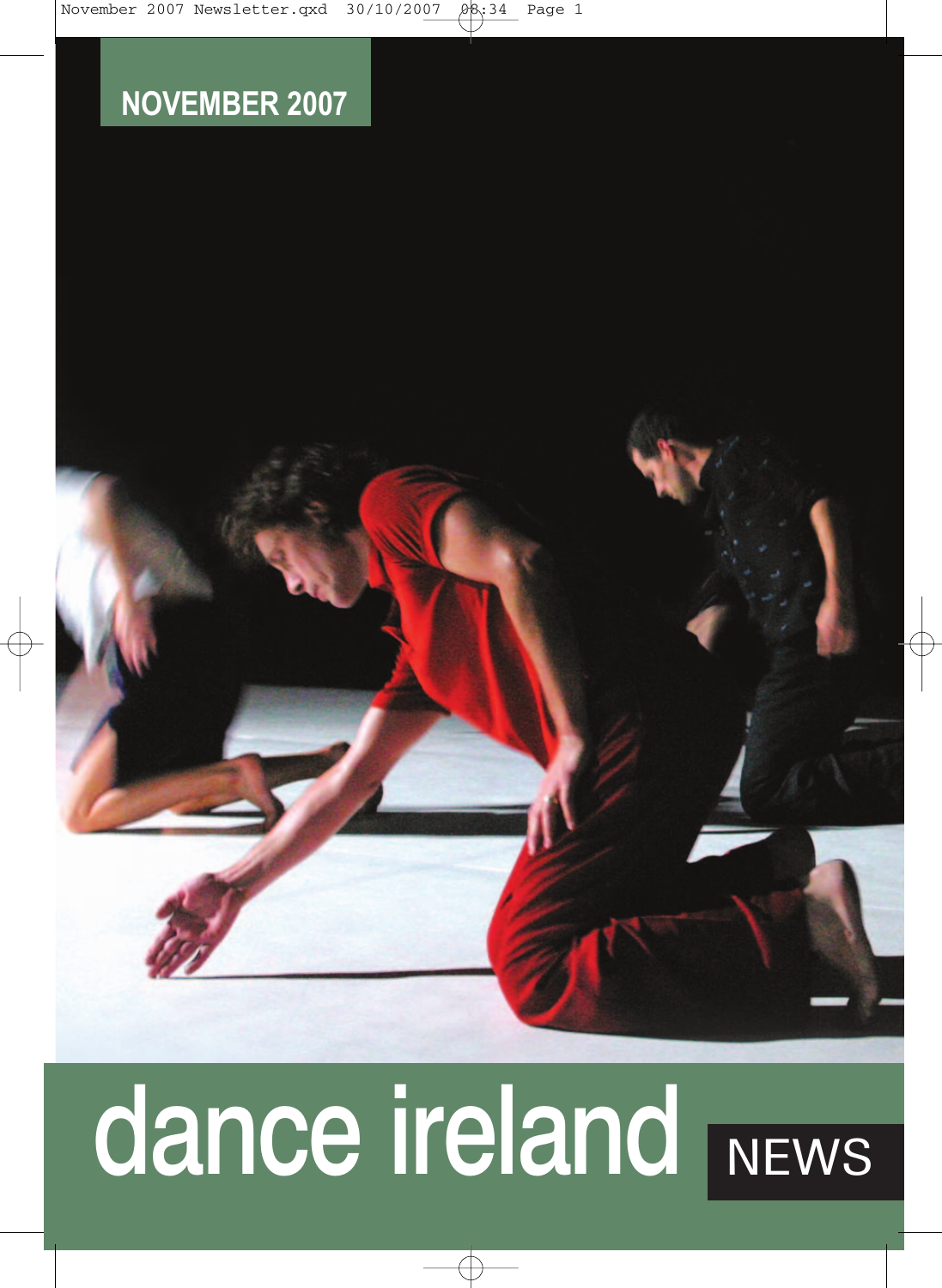NOVEMBER 2007

# dance ireland NEWS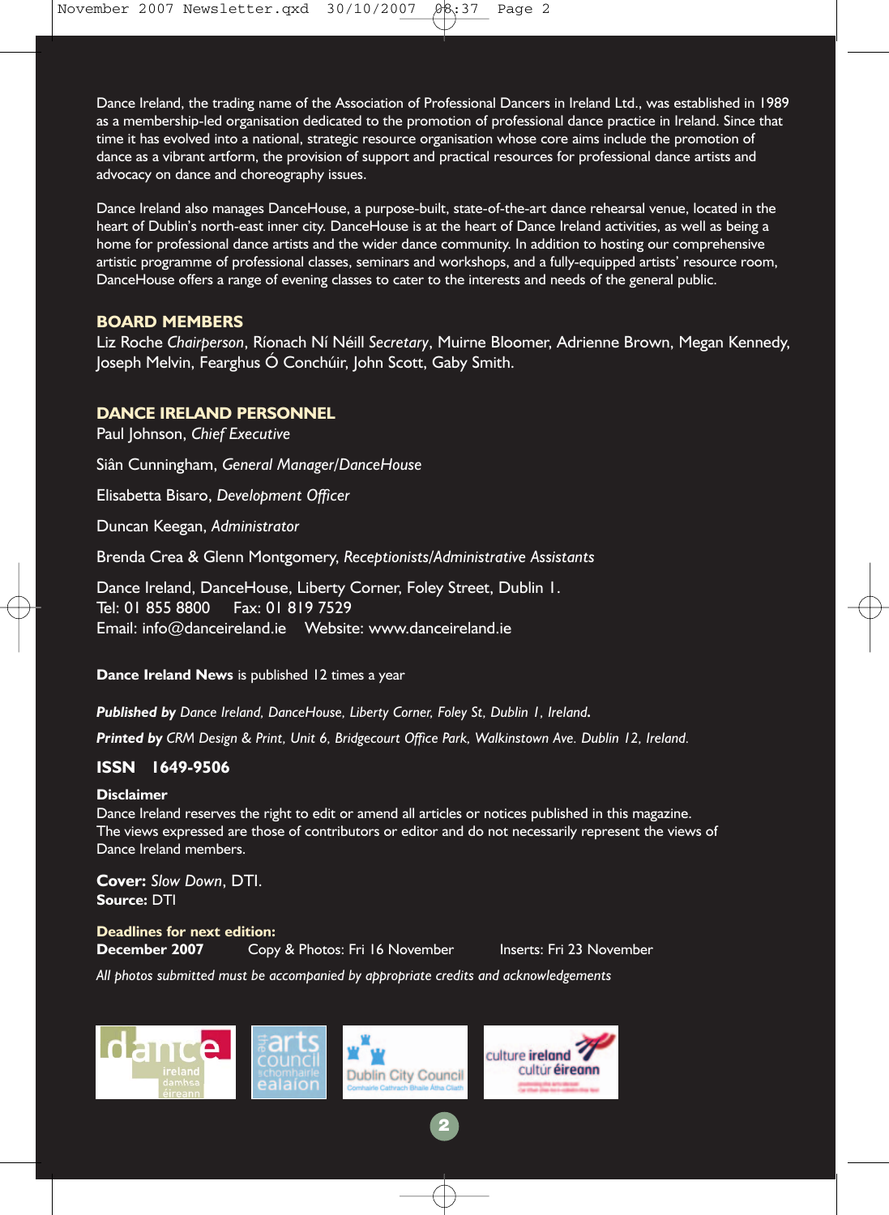Dance Ireland, the trading name of the Association of Professional Dancers in Ireland Ltd., was established in 1989 as a membership-led organisation dedicated to the promotion of professional dance practice in Ireland. Since that time it has evolved into a national, strategic resource organisation whose core aims include the promotion of dance as a vibrant artform, the provision of support and practical resources for professional dance artists and advocacy on dance and choreography issues.

Dance Ireland also manages DanceHouse, a purpose-built, state-of-the-art dance rehearsal venue, located in the heart of Dublin's north-east inner city. DanceHouse is at the heart of Dance Ireland activities, as well as being a home for professional dance artists and the wider dance community. In addition to hosting our comprehensive artistic programme of professional classes, seminars and workshops, and a fully-equipped artists' resource room, DanceHouse offers a range of evening classes to cater to the interests and needs of the general public.

## BOARD MEMBERS

Liz Roche *Chairperson*, Ríonach Ní Néill *Secretary*, Muirne Bloomer, Adrienne Brown, Megan Kennedy, Joseph Melvin, Fearghus Ó Conchúir, John Scott, Gaby Smith.

## DANCE IRELAND PERSONNEL

Paul Johnson, *Chief Executive*

Siân Cunningham, *General Manager/DanceHouse*

Elisabetta Bisaro, *Development Officer*

Duncan Keegan, *Administrator*

Brenda Crea & Glenn Montgomery, *Receptionists/Administrative Assistants*

Dance Ireland, DanceHouse, Liberty Corner, Foley Street, Dublin 1.
Tel: 01 855 8800 Fax: 01 819 7529
Email: info@danceireland.ie Website: www.danceireland.ie

**Dance Ireland News** is published 12 times a year

***Published by*** *Dance Ireland, DanceHouse, Liberty Corner, Foley St, Dublin 1, Ireland.*

***Printed by*** *CRM Design & Print, Unit 6, Bridgecourt Office Park, Walkinstown Ave. Dublin 12, Ireland.*

**ISSN 1649-9506**

**Disclaimer**
Dance Ireland reserves the right to edit or amend all articles or notices published in this magazine.
The views expressed are those of contributors or editor and do not necessarily represent the views of Dance Ireland members.

**Cover:** *Slow Down*, DTI.
**Source:** DTI

**Deadlines for next edition:**
**December 2007** Copy & Photos: Fri 16 November Inserts: Fri 23 November

*All photos submitted must be accompanied by appropriate credits and acknowledgements*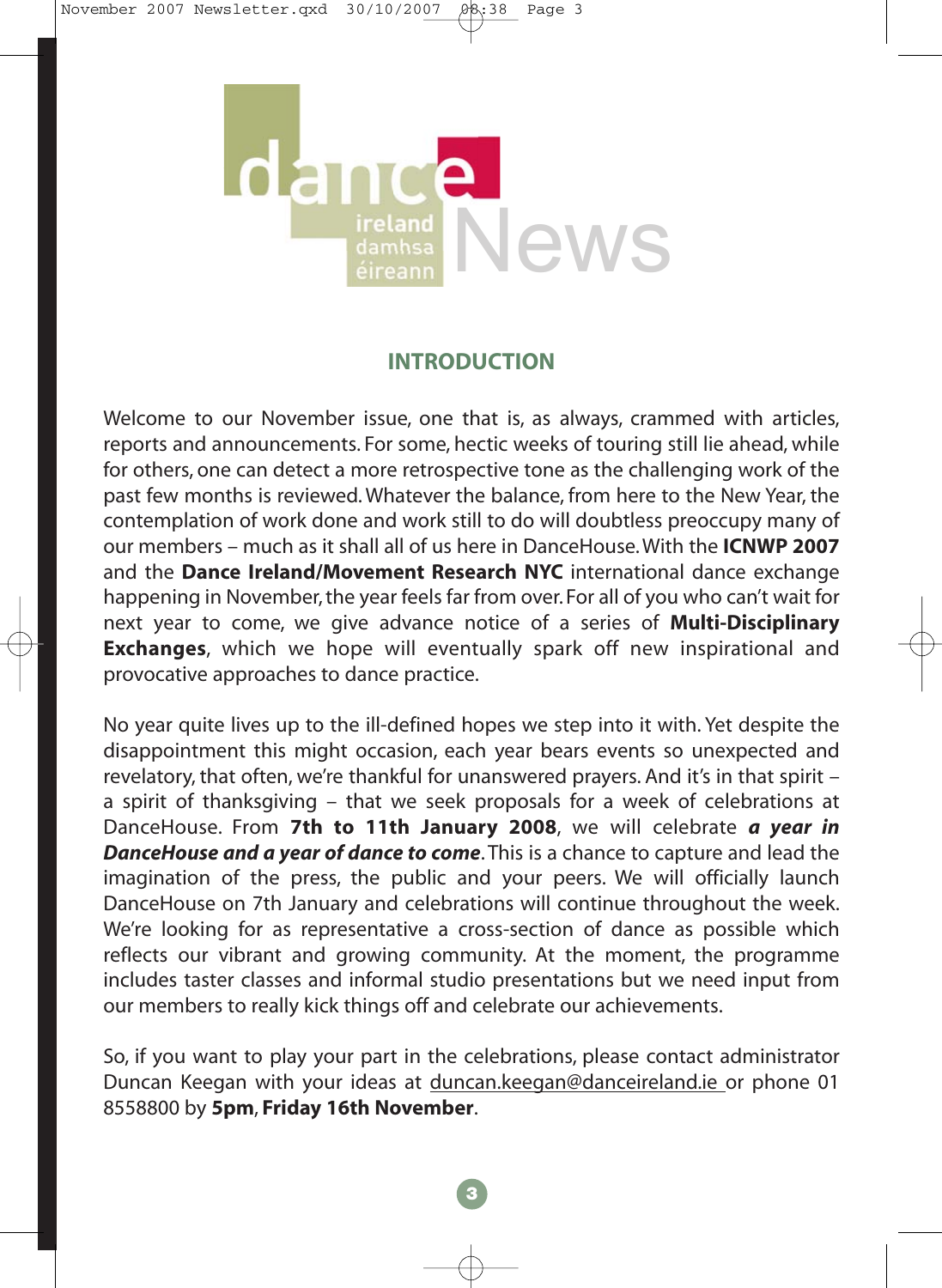# dance ireland damhsa éireann News

## INTRODUCTION

Welcome to our November issue, one that is, as always, crammed with articles, reports and announcements. For some, hectic weeks of touring still lie ahead, while for others, one can detect a more retrospective tone as the challenging work of the past few months is reviewed. Whatever the balance, from here to the New Year, the contemplation of work done and work still to do will doubtless preoccupy many of our members – much as it shall all of us here in DanceHouse. With the **ICNWP 2007** and the **Dance Ireland/Movement Research NYC** international dance exchange happening in November, the year feels far from over. For all of you who can't wait for next year to come, we give advance notice of a series of **Multi-Disciplinary Exchanges**, which we hope will eventually spark off new inspirational and provocative approaches to dance practice.

No year quite lives up to the ill-defined hopes we step into it with. Yet despite the disappointment this might occasion, each year bears events so unexpected and revelatory, that often, we're thankful for unanswered prayers. And it's in that spirit – a spirit of thanksgiving – that we seek proposals for a week of celebrations at DanceHouse. From **7th to 11th January 2008**, we will celebrate ***a year in DanceHouse and a year of dance to come***. This is a chance to capture and lead the imagination of the press, the public and your peers. We will officially launch DanceHouse on 7th January and celebrations will continue throughout the week. We're looking for as representative a cross-section of dance as possible which reflects our vibrant and growing community. At the moment, the programme includes taster classes and informal studio presentations but we need input from our members to really kick things off and celebrate our achievements.

So, if you want to play your part in the celebrations, please contact administrator Duncan Keegan with your ideas at duncan.keegan@danceireland.ie or phone 01 8558800 by **5pm**, **Friday 16th November**.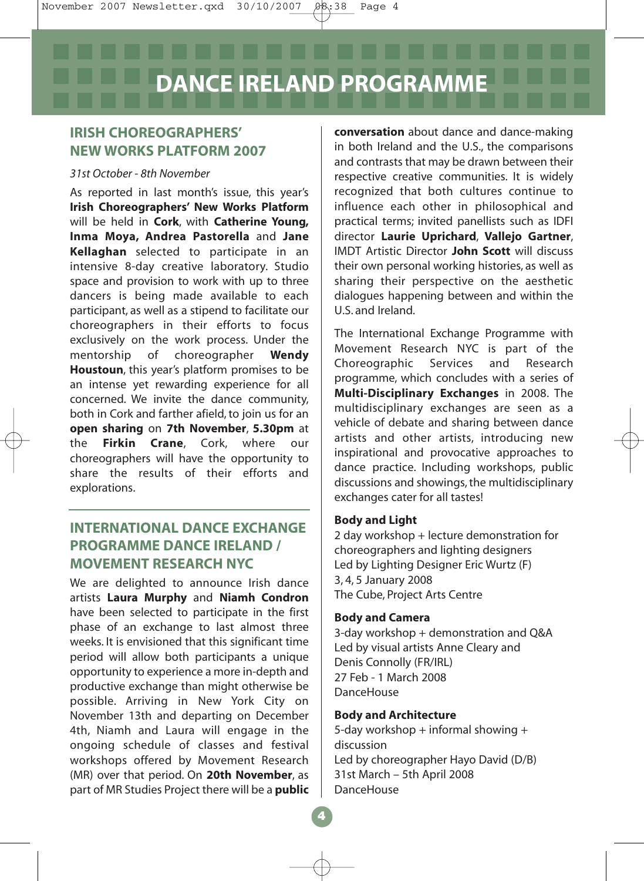# DANCE IRELAND PROGRAMME

## IRISH CHOREOGRAPHERS' NEW WORKS PLATFORM 2007

*31st October - 8th November*

As reported in last month's issue, this year's **Irish Choreographers' New Works Platform** will be held in **Cork**, with **Catherine Young, Inma Moya, Andrea Pastorella** and **Jane Kellaghan** selected to participate in an intensive 8-day creative laboratory. Studio space and provision to work with up to three dancers is being made available to each participant, as well as a stipend to facilitate our choreographers in their efforts to focus exclusively on the work process. Under the mentorship of choreographer **Wendy Houstoun**, this year's platform promises to be an intense yet rewarding experience for all concerned. We invite the dance community, both in Cork and farther afield, to join us for an **open sharing** on **7th November**, **5.30pm** at the **Firkin Crane**, Cork, where our choreographers will have the opportunity to share the results of their efforts and explorations.

## INTERNATIONAL DANCE EXCHANGE PROGRAMME DANCE IRELAND / MOVEMENT RESEARCH NYC

We are delighted to announce Irish dance artists **Laura Murphy** and **Niamh Condron** have been selected to participate in the first phase of an exchange to last almost three weeks. It is envisioned that this significant time period will allow both participants a unique opportunity to experience a more in-depth and productive exchange than might otherwise be possible. Arriving in New York City on November 13th and departing on December 4th, Niamh and Laura will engage in the ongoing schedule of classes and festival workshops offered by Movement Research (MR) over that period. On **20th November**, as part of MR Studies Project there will be a **public conversation** about dance and dance-making in both Ireland and the U.S., the comparisons and contrasts that may be drawn between their respective creative communities. It is widely recognized that both cultures continue to influence each other in philosophical and practical terms; invited panellists such as IDFI director **Laurie Uprichard**, **Vallejo Gartner**, IMDT Artistic Director **John Scott** will discuss their own personal working histories, as well as sharing their perspective on the aesthetic dialogues happening between and within the U.S. and Ireland.

The International Exchange Programme with Movement Research NYC is part of the Choreographic Services and Research programme, which concludes with a series of **Multi-Disciplinary Exchanges** in 2008. The multidisciplinary exchanges are seen as a vehicle of debate and sharing between dance artists and other artists, introducing new inspirational and provocative approaches to dance practice. Including workshops, public discussions and showings, the multidisciplinary exchanges cater for all tastes!

**Body and Light**
2 day workshop + lecture demonstration for choreographers and lighting designers
Led by Lighting Designer Eric Wurtz (F)
3, 4, 5 January 2008
The Cube, Project Arts Centre

**Body and Camera**
3-day workshop + demonstration and Q&A
Led by visual artists Anne Cleary and Denis Connolly (FR/IRL)
27 Feb - 1 March 2008
DanceHouse

**Body and Architecture**
5-day workshop + informal showing + discussion
Led by choreographer Hayo David (D/B)
31st March – 5th April 2008
DanceHouse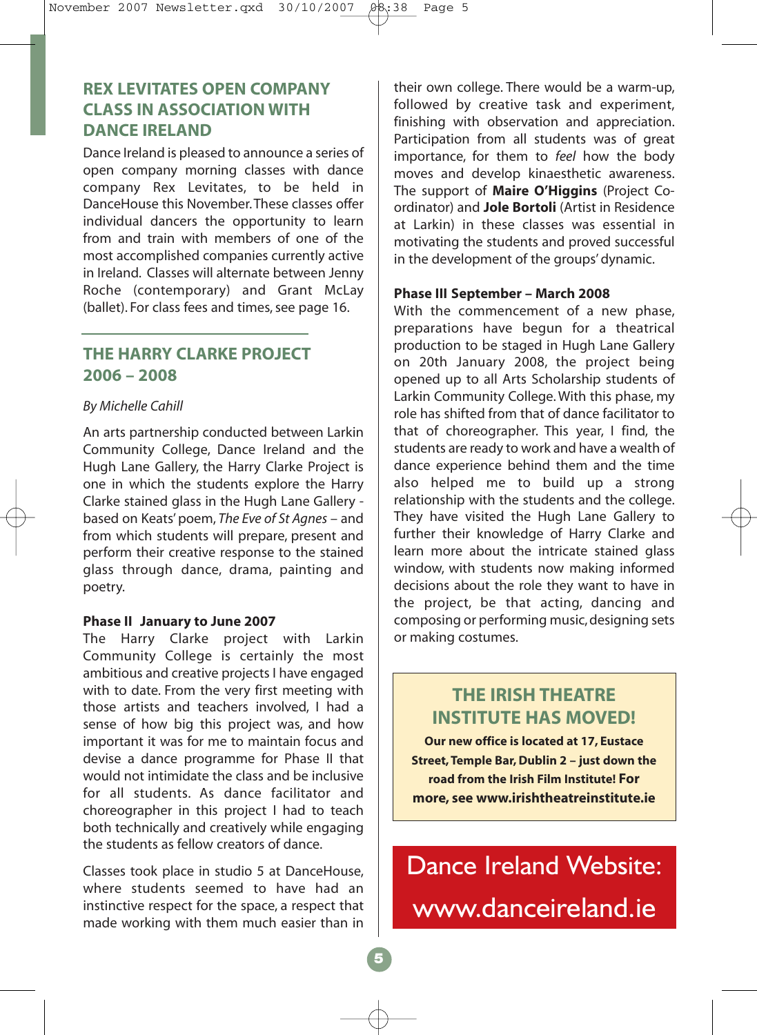## REX LEVITATES OPEN COMPANY CLASS IN ASSOCIATION WITH DANCE IRELAND

Dance Ireland is pleased to announce a series of open company morning classes with dance company Rex Levitates, to be held in DanceHouse this November. These classes offer individual dancers the opportunity to learn from and train with members of one of the most accomplished companies currently active in Ireland. Classes will alternate between Jenny Roche (contemporary) and Grant McLay (ballet). For class fees and times, see page 16.

## THE HARRY CLARKE PROJECT 2006 – 2008

*By Michelle Cahill*

An arts partnership conducted between Larkin Community College, Dance Ireland and the Hugh Lane Gallery, the Harry Clarke Project is one in which the students explore the Harry Clarke stained glass in the Hugh Lane Gallery - based on Keats' poem, *The Eve of St Agnes* – and from which students will prepare, present and perform their creative response to the stained glass through dance, drama, painting and poetry.

**Phase II January to June 2007**

The Harry Clarke project with Larkin Community College is certainly the most ambitious and creative projects I have engaged with to date. From the very first meeting with those artists and teachers involved, I had a sense of how big this project was, and how important it was for me to maintain focus and devise a dance programme for Phase II that would not intimidate the class and be inclusive for all students. As dance facilitator and choreographer in this project I had to teach both technically and creatively while engaging the students as fellow creators of dance.

Classes took place in studio 5 at DanceHouse, where students seemed to have had an instinctive respect for the space, a respect that made working with them much easier than in their own college. There would be a warm-up, followed by creative task and experiment, finishing with observation and appreciation. Participation from all students was of great importance, for them to *feel* how the body moves and develop kinaesthetic awareness. The support of **Maire O'Higgins** (Project Co-ordinator) and **Jole Bortoli** (Artist in Residence at Larkin) in these classes was essential in motivating the students and proved successful in the development of the groups' dynamic.

**Phase III September – March 2008**

With the commencement of a new phase, preparations have begun for a theatrical production to be staged in Hugh Lane Gallery on 20th January 2008, the project being opened up to all Arts Scholarship students of Larkin Community College. With this phase, my role has shifted from that of dance facilitator to that of choreographer. This year, I find, the students are ready to work and have a wealth of dance experience behind them and the time also helped me to build up a strong relationship with the students and the college. They have visited the Hugh Lane Gallery to further their knowledge of Harry Clarke and learn more about the intricate stained glass window, with students now making informed decisions about the role they want to have in the project, be that acting, dancing and composing or performing music, designing sets or making costumes.

## THE IRISH THEATRE INSTITUTE HAS MOVED!

**Our new office is located at 17, Eustace Street, Temple Bar, Dublin 2 – just down the road from the Irish Film Institute! For more, see www.irishtheatreinstitute.ie**

## Dance Ireland Website: www.danceireland.ie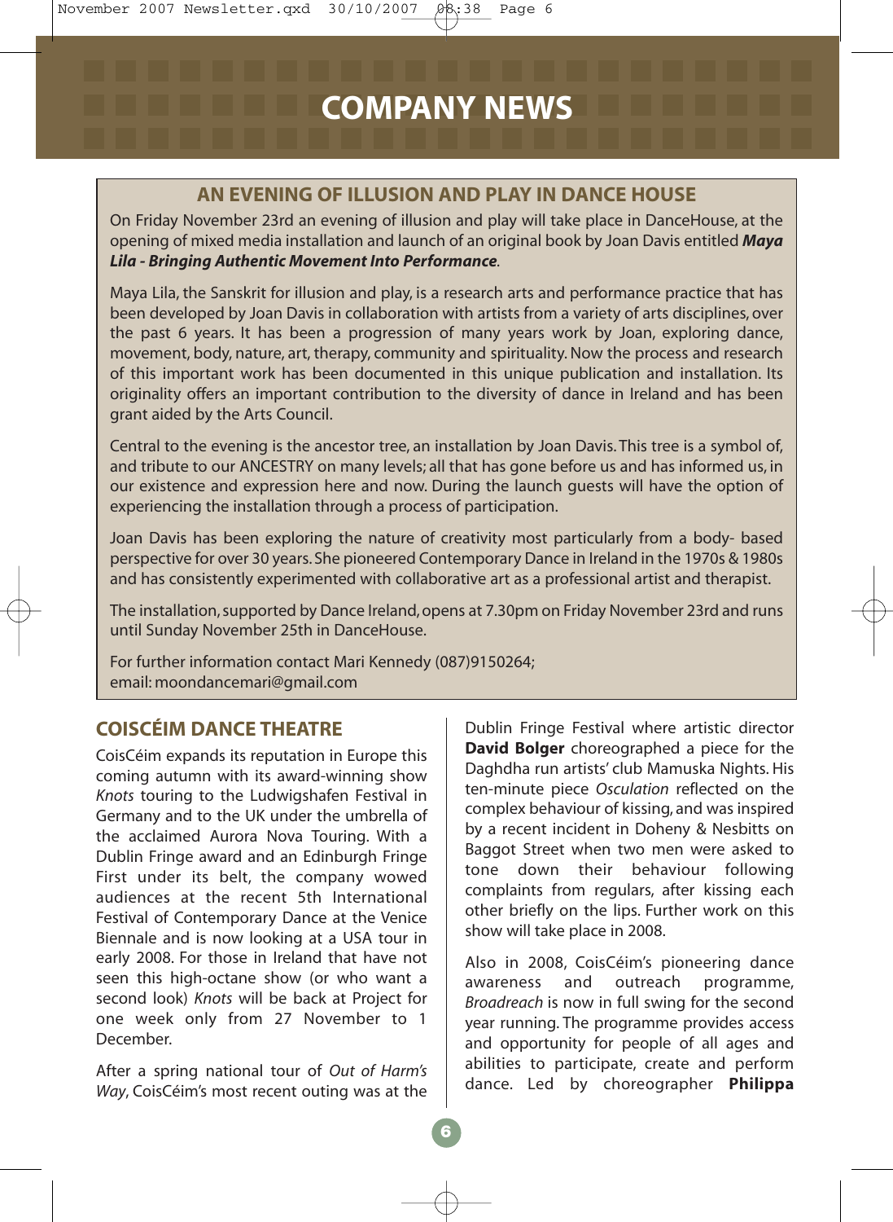# COMPANY NEWS

## AN EVENING OF ILLUSION AND PLAY IN DANCE HOUSE

On Friday November 23rd an evening of illusion and play will take place in DanceHouse, at the opening of mixed media installation and launch of an original book by Joan Davis entitled ***Maya Lila - Bringing Authentic Movement Into Performance***.

Maya Lila, the Sanskrit for illusion and play, is a research arts and performance practice that has been developed by Joan Davis in collaboration with artists from a variety of arts disciplines, over the past 6 years. It has been a progression of many years work by Joan, exploring dance, movement, body, nature, art, therapy, community and spirituality. Now the process and research of this important work has been documented in this unique publication and installation. Its originality offers an important contribution to the diversity of dance in Ireland and has been grant aided by the Arts Council.

Central to the evening is the ancestor tree, an installation by Joan Davis. This tree is a symbol of, and tribute to our ANCESTRY on many levels; all that has gone before us and has informed us, in our existence and expression here and now. During the launch guests will have the option of experiencing the installation through a process of participation.

Joan Davis has been exploring the nature of creativity most particularly from a body- based perspective for over 30 years. She pioneered Contemporary Dance in Ireland in the 1970s & 1980s and has consistently experimented with collaborative art as a professional artist and therapist.

The installation, supported by Dance Ireland, opens at 7.30pm on Friday November 23rd and runs until Sunday November 25th in DanceHouse.

For further information contact Mari Kennedy (087)9150264;
email: moondancemari@gmail.com

## COISCÉIM DANCE THEATRE

CoisCéim expands its reputation in Europe this coming autumn with its award-winning show *Knots* touring to the Ludwigshafen Festival in Germany and to the UK under the umbrella of the acclaimed Aurora Nova Touring. With a Dublin Fringe award and an Edinburgh Fringe First under its belt, the company wowed audiences at the recent 5th International Festival of Contemporary Dance at the Venice Biennale and is now looking at a USA tour in early 2008. For those in Ireland that have not seen this high-octane show (or who want a second look) *Knots* will be back at Project for one week only from 27 November to 1 December.

After a spring national tour of *Out of Harm's Way*, CoisCéim's most recent outing was at the Dublin Fringe Festival where artistic director **David Bolger** choreographed a piece for the Daghdha run artists' club Mamuska Nights. His ten-minute piece *Osculation* reflected on the complex behaviour of kissing, and was inspired by a recent incident in Doheny & Nesbitts on Baggot Street when two men were asked to tone down their behaviour following complaints from regulars, after kissing each other briefly on the lips. Further work on this show will take place in 2008.

Also in 2008, CoisCéim's pioneering dance awareness and outreach programme, *Broadreach* is now in full swing for the second year running. The programme provides access and opportunity for people of all ages and abilities to participate, create and perform dance. Led by choreographer **Philippa**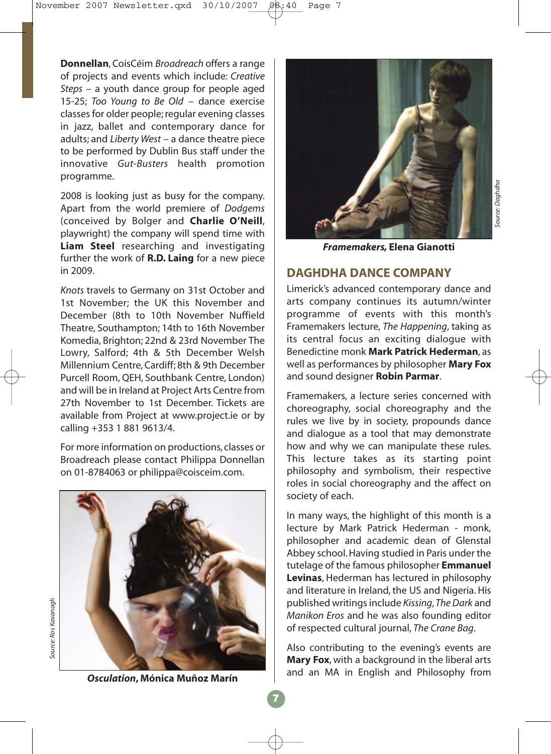**Donnellan**, CoisCéim *Broadreach* offers a range of projects and events which include: *Creative Steps* – a youth dance group for people aged 15-25; *Too Young to Be Old* – dance exercise classes for older people; regular evening classes in jazz, ballet and contemporary dance for adults; and *Liberty West* – a dance theatre piece to be performed by Dublin Bus staff under the innovative *Gut-Busters* health promotion programme.

2008 is looking just as busy for the company. Apart from the world premiere of *Dodgems* (conceived by Bolger and **Charlie O'Neill**, playwright) the company will spend time with **Liam Steel** researching and investigating further the work of **R.D. Laing** for a new piece in 2009.

*Knots* travels to Germany on 31st October and 1st November; the UK this November and December (8th to 10th November Nuffield Theatre, Southampton; 14th to 16th November Komedia, Brighton; 22nd & 23rd November The Lowry, Salford; 4th & 5th December Welsh Millennium Centre, Cardiff; 8th & 9th December Purcell Room, QEH, Southbank Centre, London) and will be in Ireland at Project Arts Centre from 27th November to 1st December. Tickets are available from Project at www.project.ie or by calling +353 1 881 9613/4.

For more information on productions, classes or Broadreach please contact Philippa Donnellan on 01-8784063 or philippa@coisceim.com.

Source: Ros Kavanagh

***Osculation*, Mónica Muñoz Marín**

Source: Daghdha

***Framemakers*, Elena Gianotti**

## DAGHDHA DANCE COMPANY

Limerick's advanced contemporary dance and arts company continues its autumn/winter programme of events with this month's Framemakers lecture, *The Happening*, taking as its central focus an exciting dialogue with Benedictine monk **Mark Patrick Hederman**, as well as performances by philosopher **Mary Fox** and sound designer **Robin Parmar**.

Framemakers, a lecture series concerned with choreography, social choreography and the rules we live by in society, propounds dance and dialogue as a tool that may demonstrate how and why we can manipulate these rules. This lecture takes as its starting point philosophy and symbolism, their respective roles in social choreography and the affect on society of each.

In many ways, the highlight of this month is a lecture by Mark Patrick Hederman - monk, philosopher and academic dean of Glenstal Abbey school. Having studied in Paris under the tutelage of the famous philosopher **Emmanuel Levinas**, Hederman has lectured in philosophy and literature in Ireland, the US and Nigeria. His published writings include *Kissing*, *The Dark* and *Manikon Eros* and he was also founding editor of respected cultural journal, *The Crane Bag*.

Also contributing to the evening's events are **Mary Fox**, with a background in the liberal arts and an MA in English and Philosophy from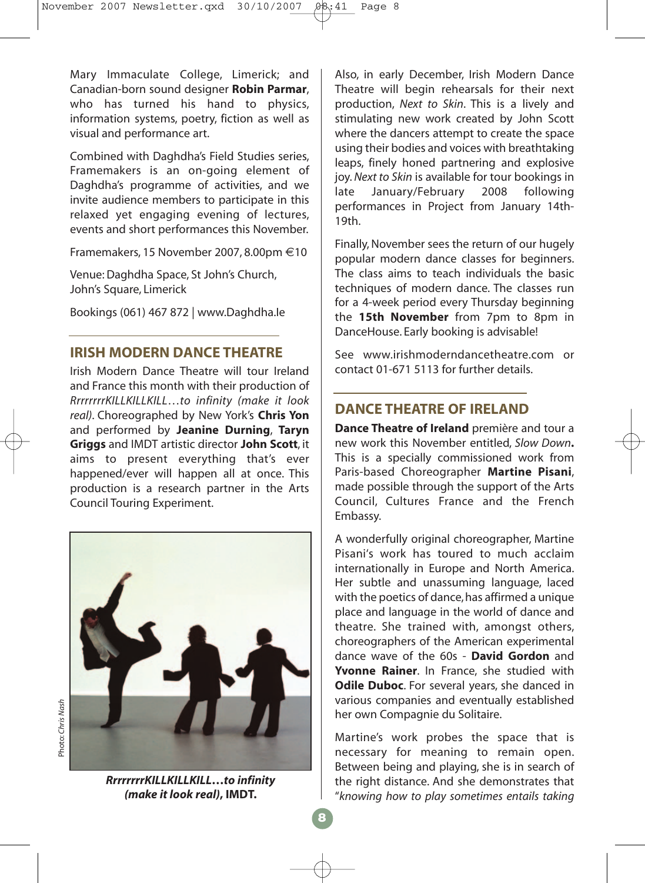Mary Immaculate College, Limerick; and Canadian-born sound designer **Robin Parmar**, who has turned his hand to physics, information systems, poetry, fiction as well as visual and performance art.

Combined with Daghdha's Field Studies series, Framemakers is an on-going element of Daghdha's programme of activities, and we invite audience members to participate in this relaxed yet engaging evening of lectures, events and short performances this November.

Framemakers, 15 November 2007, 8.00pm €10

Venue: Daghdha Space, St John's Church, John's Square, Limerick

Bookings (061) 467 872 | www.Daghdha.Ie

## IRISH MODERN DANCE THEATRE

Irish Modern Dance Theatre will tour Ireland and France this month with their production of *RrrrrrrrKILLKILLKILL…to infinity (make it look real)*. Choreographed by New York's **Chris Yon** and performed by **Jeanine Durning**, **Taryn Griggs** and IMDT artistic director **John Scott**, it aims to present everything that's ever happened/ever will happen all at once. This production is a research partner in the Arts Council Touring Experiment.

Photo: *Chris Nash*

***RrrrrrrKILLKILLKILL…to infinity (make it look real)*, IMDT.**

Also, in early December, Irish Modern Dance Theatre will begin rehearsals for their next production, *Next to Skin*. This is a lively and stimulating new work created by John Scott where the dancers attempt to create the space using their bodies and voices with breathtaking leaps, finely honed partnering and explosive joy. *Next to Skin* is available for tour bookings in late January/February 2008 following performances in Project from January 14th-19th.

Finally, November sees the return of our hugely popular modern dance classes for beginners. The class aims to teach individuals the basic techniques of modern dance. The classes run for a 4-week period every Thursday beginning the **15th November** from 7pm to 8pm in DanceHouse. Early booking is advisable!

See www.irishmoderndancetheatre.com or contact 01-671 5113 for further details.

## DANCE THEATRE OF IRELAND

**Dance Theatre of Ireland** première and tour a new work this November entitled, *Slow Down*. This is a specially commissioned work from Paris-based Choreographer **Martine Pisani**, made possible through the support of the Arts Council, Cultures France and the French Embassy.

A wonderfully original choreographer, Martine Pisani's work has toured to much acclaim internationally in Europe and North America. Her subtle and unassuming language, laced with the poetics of dance, has affirmed a unique place and language in the world of dance and theatre. She trained with, amongst others, choreographers of the American experimental dance wave of the 60s - **David Gordon** and **Yvonne Rainer**. In France, she studied with **Odile Duboc**. For several years, she danced in various companies and eventually established her own Compagnie du Solitaire.

Martine's work probes the space that is necessary for meaning to remain open. Between being and playing, she is in search of the right distance. And she demonstrates that "*knowing how to play sometimes entails taking*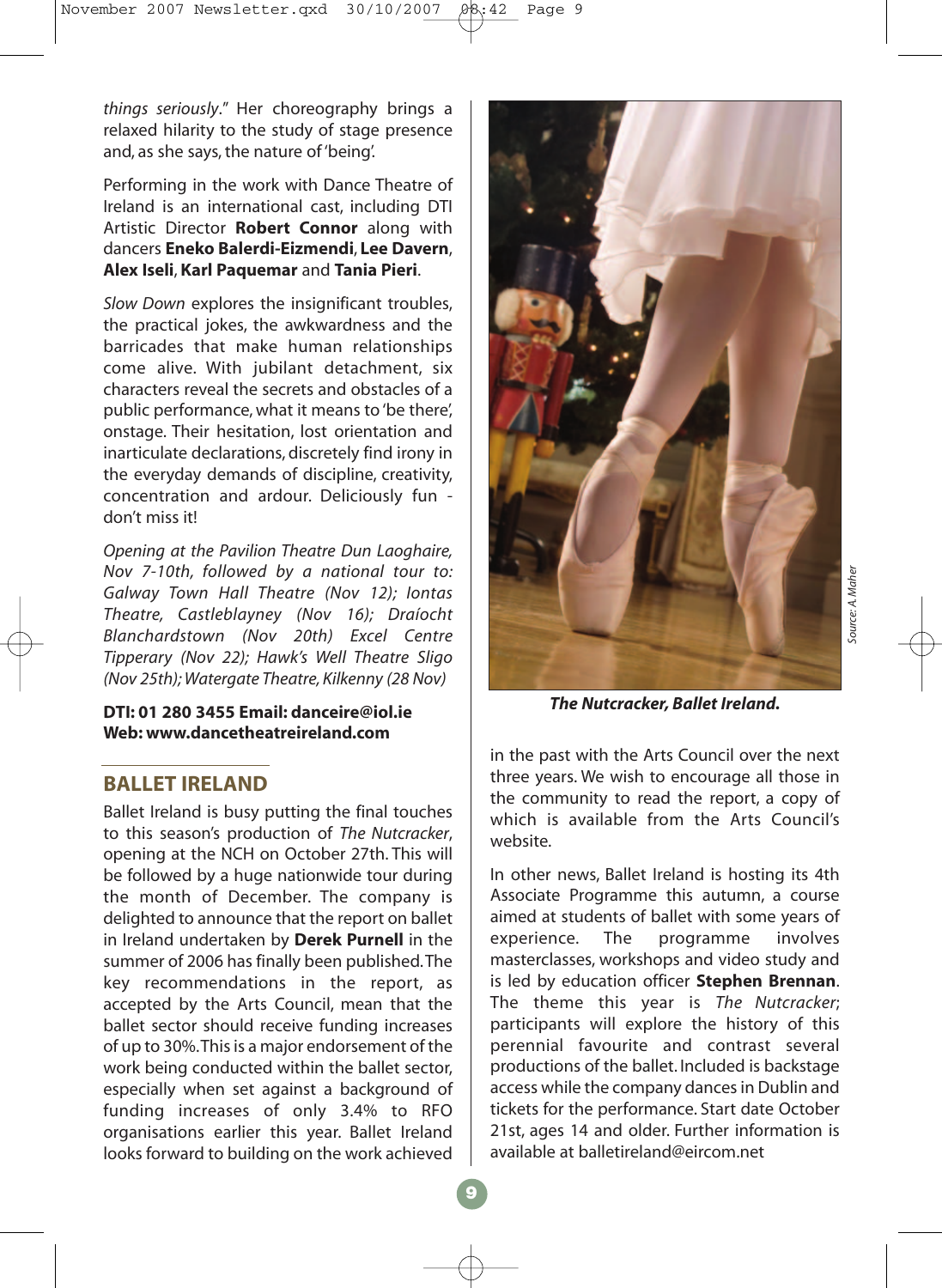*things seriously*." Her choreography brings a relaxed hilarity to the study of stage presence and, as she says, the nature of 'being'.

Performing in the work with Dance Theatre of Ireland is an international cast, including DTI Artistic Director **Robert Connor** along with dancers **Eneko Balerdi-Eizmendi**, **Lee Davern**, **Alex Iseli**, **Karl Paquemar** and **Tania Pieri**.

*Slow Down* explores the insignificant troubles, the practical jokes, the awkwardness and the barricades that make human relationships come alive. With jubilant detachment, six characters reveal the secrets and obstacles of a public performance, what it means to 'be there', onstage. Their hesitation, lost orientation and inarticulate declarations, discretely find irony in the everyday demands of discipline, creativity, concentration and ardour. Deliciously fun - don't miss it!

*Opening at the Pavilion Theatre Dun Laoghaire, Nov 7-10th, followed by a national tour to: Galway Town Hall Theatre (Nov 12); Iontas Theatre, Castleblayney (Nov 16); Draíocht Blanchardstown (Nov 20th) Excel Centre Tipperary (Nov 22); Hawk's Well Theatre Sligo (Nov 25th); Watergate Theatre, Kilkenny (28 Nov)*

**DTI: 01 280 3455 Email: danceire@iol.ie**
**Web: www.dancetheatreireland.com**

## BALLET IRELAND

Ballet Ireland is busy putting the final touches to this season's production of *The Nutcracker*, opening at the NCH on October 27th. This will be followed by a huge nationwide tour during the month of December. The company is delighted to announce that the report on ballet in Ireland undertaken by **Derek Purnell** in the summer of 2006 has finally been published. The key recommendations in the report, as accepted by the Arts Council, mean that the ballet sector should receive funding increases of up to 30%. This is a major endorsement of the work being conducted within the ballet sector, especially when set against a background of funding increases of only 3.4% to RFO organisations earlier this year. Ballet Ireland looks forward to building on the work achieved in the past with the Arts Council over the next three years. We wish to encourage all those in the community to read the report, a copy of which is available from the Arts Council's website.

Source: A Maher

***The Nutcracker, Ballet Ireland.***

In other news, Ballet Ireland is hosting its 4th Associate Programme this autumn, a course aimed at students of ballet with some years of experience. The programme involves masterclasses, workshops and video study and is led by education officer **Stephen Brennan**. The theme this year is *The Nutcracker*; participants will explore the history of this perennial favourite and contrast several productions of the ballet. Included is backstage access while the company dances in Dublin and tickets for the performance. Start date October 21st, ages 14 and older. Further information is available at balletireland@eircom.net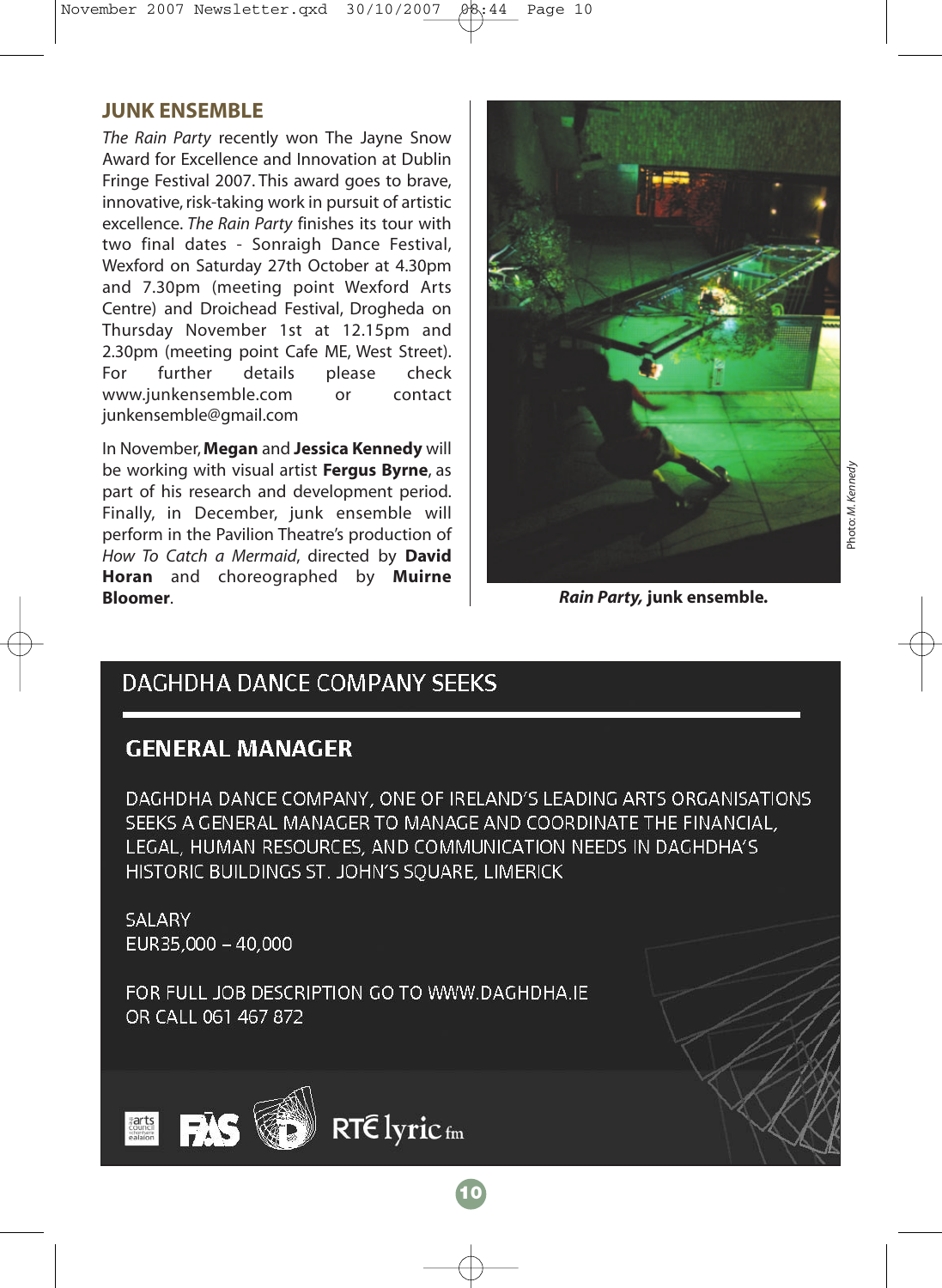## JUNK ENSEMBLE

*The Rain Party* recently won The Jayne Snow Award for Excellence and Innovation at Dublin Fringe Festival 2007. This award goes to brave, innovative, risk-taking work in pursuit of artistic excellence. *The Rain Party* finishes its tour with two final dates - Sonraigh Dance Festival, Wexford on Saturday 27th October at 4.30pm and 7.30pm (meeting point Wexford Arts Centre) and Droichead Festival, Drogheda on Thursday November 1st at 12.15pm and 2.30pm (meeting point Cafe ME, West Street). For further details please check www.junkensemble.com or contact junkensemble@gmail.com

In November, **Megan** and **Jessica Kennedy** will be working with visual artist **Fergus Byrne**, as part of his research and development period. Finally, in December, junk ensemble will perform in the Pavilion Theatre's production of *How To Catch a Mermaid*, directed by **David Horan** and choreographed by **Muirne Bloomer**.

Photo: M. Kennedy

***Rain Party,* junk ensemble.**

## DAGHDHA DANCE COMPANY SEEKS

### GENERAL MANAGER

DAGHDHA DANCE COMPANY, ONE OF IRELAND'S LEADING ARTS ORGANISATIONS SEEKS A GENERAL MANAGER TO MANAGE AND COORDINATE THE FINANCIAL, LEGAL, HUMAN RESOURCES, AND COMMUNICATION NEEDS IN DAGHDHA'S HISTORIC BUILDINGS ST. JOHN'S SQUARE, LIMERICK

SALARY
EUR35,000 – 40,000

FOR FULL JOB DESCRIPTION GO TO WWW.DAGHDHA.IE
OR CALL 061 467 872

arts council / an chomhairle ealaíon · FÁS · RTÉ lyric fm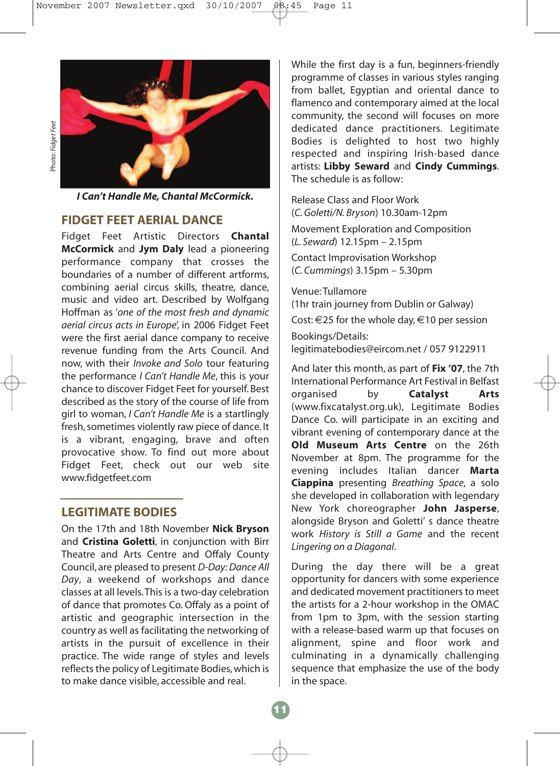Photo: *Fidget Feet*

***I Can't Handle Me*, Chantal McCormick.**

## FIDGET FEET AERIAL DANCE

Fidget Feet Artistic Directors **Chantal McCormick** and **Jym Daly** lead a pioneering performance company that crosses the boundaries of a number of different artforms, combining aerial circus skills, theatre, dance, music and video art. Described by Wolfgang Hoffman as '*one of the most fresh and dynamic aerial circus acts in Europe*', in 2006 Fidget Feet were the first aerial dance company to receive revenue funding from the Arts Council. And now, with their *Invoke and Solo* tour featuring the performance *I Can't Handle Me*, this is your chance to discover Fidget Feet for yourself. Best described as the story of the course of life from girl to woman, *I Can't Handle Me* is a startlingly fresh, sometimes violently raw piece of dance. It is a vibrant, engaging, brave and often provocative show. To find out more about Fidget Feet, check out our web site www.fidgetfeet.com

## LEGITIMATE BODIES

On the 17th and 18th November **Nick Bryson** and **Cristina Goletti**, in conjunction with Birr Theatre and Arts Centre and Offaly County Council, are pleased to present *D-Day: Dance All Day*, a weekend of workshops and dance classes at all levels. This is a two-day celebration of dance that promotes Co. Offaly as a point of artistic and geographic intersection in the country as well as facilitating the networking of artists in the pursuit of excellence in their practice. The wide range of styles and levels reflects the policy of Legitimate Bodies, which is to make dance visible, accessible and real.

While the first day is a fun, beginners-friendly programme of classes in various styles ranging from ballet, Egyptian and oriental dance to flamenco and contemporary aimed at the local community, the second will focuses on more dedicated dance practitioners. Legitimate Bodies is delighted to host two highly respected and inspiring Irish-based dance artists: **Libby Seward** and **Cindy Cummings**. The schedule is as follow:

Release Class and Floor Work
(*C. Goletti/N. Bryson*) 10.30am-12pm

Movement Exploration and Composition
(*L. Seward*) 12.15pm – 2.15pm

Contact Improvisation Workshop
(*C. Cummings*) 3.15pm – 5.30pm

Venue: Tullamore
(1hr train journey from Dublin or Galway)

Cost: €25 for the whole day, €10 per session

Bookings/Details:
legitimatebodies@eircom.net / 057 9122911

And later this month, as part of **Fix '07**, the 7th International Performance Art Festival in Belfast organised by **Catalyst Arts** (www.fixcatalyst.org.uk), Legitimate Bodies Dance Co. will participate in an exciting and vibrant evening of contemporary dance at the **Old Museum Arts Centre** on the 26th November at 8pm. The programme for the evening includes Italian dancer **Marta Ciappina** presenting *Breathing Space*, a solo she developed in collaboration with legendary New York choreographer **John Jasperse**, alongside Bryson and Goletti' s dance theatre work *History is Still a Game* and the recent *Lingering on a Diagonal*.

During the day there will be a great opportunity for dancers with some experience and dedicated movement practitioners to meet the artists for a 2-hour workshop in the OMAC from 1pm to 3pm, with the session starting with a release-based warm up that focuses on alignment, spine and floor work and culminating in a dynamically challenging sequence that emphasize the use of the body in the space.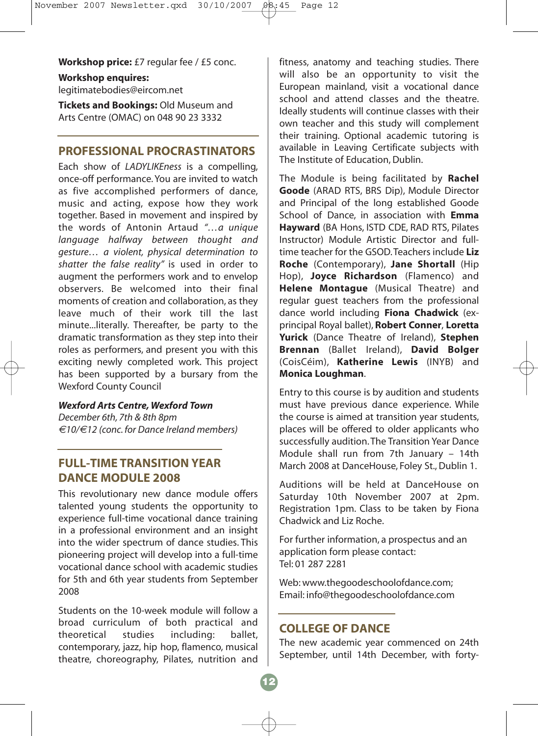**Workshop price:** £7 regular fee / £5 conc.

**Workshop enquires:**
legitimatebodies@eircom.net

**Tickets and Bookings:** Old Museum and Arts Centre (OMAC) on 048 90 23 3332

## PROFESSIONAL PROCRASTINATORS

Each show of *LADYLIKEness* is a compelling, once-off performance. You are invited to watch as five accomplished performers of dance, music and acting, expose how they work together. Based in movement and inspired by the words of Antonin Artaud *"…a unique language halfway between thought and gesture… a violent, physical determination to shatter the false reality"* is used in order to augment the performers work and to envelop observers. Be welcomed into their final moments of creation and collaboration, as they leave much of their work till the last minute...literally. Thereafter, be party to the dramatic transformation as they step into their roles as performers, and present you with this exciting newly completed work. This project has been supported by a bursary from the Wexford County Council

***Wexford Arts Centre, Wexford Town***
*December 6th, 7th & 8th 8pm*
*€10/€12 (conc. for Dance Ireland members)*

## FULL-TIME TRANSITION YEAR DANCE MODULE 2008

This revolutionary new dance module offers talented young students the opportunity to experience full-time vocational dance training in a professional environment and an insight into the wider spectrum of dance studies. This pioneering project will develop into a full-time vocational dance school with academic studies for 5th and 6th year students from September 2008

Students on the 10-week module will follow a broad curriculum of both practical and theoretical studies including: ballet, contemporary, jazz, hip hop, flamenco, musical theatre, choreography, Pilates, nutrition and fitness, anatomy and teaching studies. There will also be an opportunity to visit the European mainland, visit a vocational dance school and attend classes and the theatre. Ideally students will continue classes with their own teacher and this study will complement their training. Optional academic tutoring is available in Leaving Certificate subjects with The Institute of Education, Dublin.

The Module is being facilitated by **Rachel Goode** (ARAD RTS, BRS Dip), Module Director and Principal of the long established Goode School of Dance, in association with **Emma Hayward** (BA Hons, ISTD CDE, RAD RTS, Pilates Instructor) Module Artistic Director and full-time teacher for the GSOD. Teachers include **Liz Roche** (Contemporary), **Jane Shortall** (Hip Hop), **Joyce Richardson** (Flamenco) and **Helene Montague** (Musical Theatre) and regular guest teachers from the professional dance world including **Fiona Chadwick** (ex-principal Royal ballet), **Robert Conner**, **Loretta Yurick** (Dance Theatre of Ireland), **Stephen Brennan** (Ballet Ireland), **David Bolger** (CoisCéim), **Katherine Lewis** (INYB) and **Monica Loughman**.

Entry to this course is by audition and students must have previous dance experience. While the course is aimed at transition year students, places will be offered to older applicants who successfully audition. The Transition Year Dance Module shall run from 7th January – 14th March 2008 at DanceHouse, Foley St., Dublin 1.

Auditions will be held at DanceHouse on Saturday 10th November 2007 at 2pm. Registration 1pm. Class to be taken by Fiona Chadwick and Liz Roche.

For further information, a prospectus and an application form please contact:
Tel: 01 287 2281

Web: www.thegoodeschoolofdance.com;
Email: info@thegoodeschoolofdance.com

## COLLEGE OF DANCE

The new academic year commenced on 24th September, until 14th December, with forty-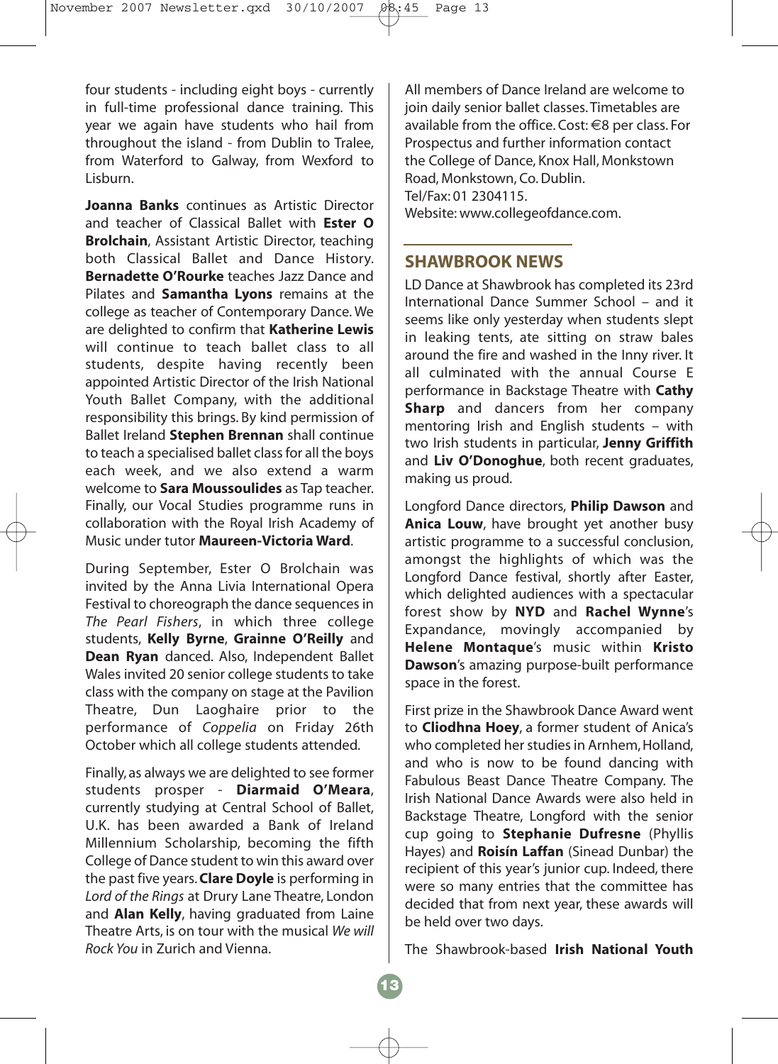four students - including eight boys - currently in full-time professional dance training. This year we again have students who hail from throughout the island - from Dublin to Tralee, from Waterford to Galway, from Wexford to Lisburn.

**Joanna Banks** continues as Artistic Director and teacher of Classical Ballet with **Ester O Brolchain**, Assistant Artistic Director, teaching both Classical Ballet and Dance History. **Bernadette O'Rourke** teaches Jazz Dance and Pilates and **Samantha Lyons** remains at the college as teacher of Contemporary Dance. We are delighted to confirm that **Katherine Lewis** will continue to teach ballet class to all students, despite having recently been appointed Artistic Director of the Irish National Youth Ballet Company, with the additional responsibility this brings. By kind permission of Ballet Ireland **Stephen Brennan** shall continue to teach a specialised ballet class for all the boys each week, and we also extend a warm welcome to **Sara Moussoulides** as Tap teacher. Finally, our Vocal Studies programme runs in collaboration with the Royal Irish Academy of Music under tutor **Maureen-Victoria Ward**.

During September, Ester O Brolchain was invited by the Anna Livia International Opera Festival to choreograph the dance sequences in *The Pearl Fishers*, in which three college students, **Kelly Byrne**, **Grainne O'Reilly** and **Dean Ryan** danced. Also, Independent Ballet Wales invited 20 senior college students to take class with the company on stage at the Pavilion Theatre, Dun Laoghaire prior to the performance of *Coppelia* on Friday 26th October which all college students attended.

Finally, as always we are delighted to see former students prosper - **Diarmaid O'Meara**, currently studying at Central School of Ballet, U.K. has been awarded a Bank of Ireland Millennium Scholarship, becoming the fifth College of Dance student to win this award over the past five years. **Clare Doyle** is performing in *Lord of the Rings* at Drury Lane Theatre, London and **Alan Kelly**, having graduated from Laine Theatre Arts, is on tour with the musical *We will Rock You* in Zurich and Vienna.

All members of Dance Ireland are welcome to join daily senior ballet classes. Timetables are available from the office. Cost: €8 per class. For Prospectus and further information contact the College of Dance, Knox Hall, Monkstown Road, Monkstown, Co. Dublin.
Tel/Fax: 01 2304115.
Website: www.collegeofdance.com.

## SHAWBROOK NEWS

LD Dance at Shawbrook has completed its 23rd International Dance Summer School – and it seems like only yesterday when students slept in leaking tents, ate sitting on straw bales around the fire and washed in the Inny river. It all culminated with the annual Course E performance in Backstage Theatre with **Cathy Sharp** and dancers from her company mentoring Irish and English students – with two Irish students in particular, **Jenny Griffith** and **Liv O'Donoghue**, both recent graduates, making us proud.

Longford Dance directors, **Philip Dawson** and **Anica Louw**, have brought yet another busy artistic programme to a successful conclusion, amongst the highlights of which was the Longford Dance festival, shortly after Easter, which delighted audiences with a spectacular forest show by **NYD** and **Rachel Wynne**'s Expandance, movingly accompanied by **Helene Montaque**'s music within **Kristo Dawson**'s amazing purpose-built performance space in the forest.

First prize in the Shawbrook Dance Award went to **Cliodhna Hoey**, a former student of Anica's who completed her studies in Arnhem, Holland, and who is now to be found dancing with Fabulous Beast Dance Theatre Company. The Irish National Dance Awards were also held in Backstage Theatre, Longford with the senior cup going to **Stephanie Dufresne** (Phyllis Hayes) and **Roisín Laffan** (Sinead Dunbar) the recipient of this year's junior cup. Indeed, there were so many entries that the committee has decided that from next year, these awards will be held over two days.

The Shawbrook-based **Irish National Youth**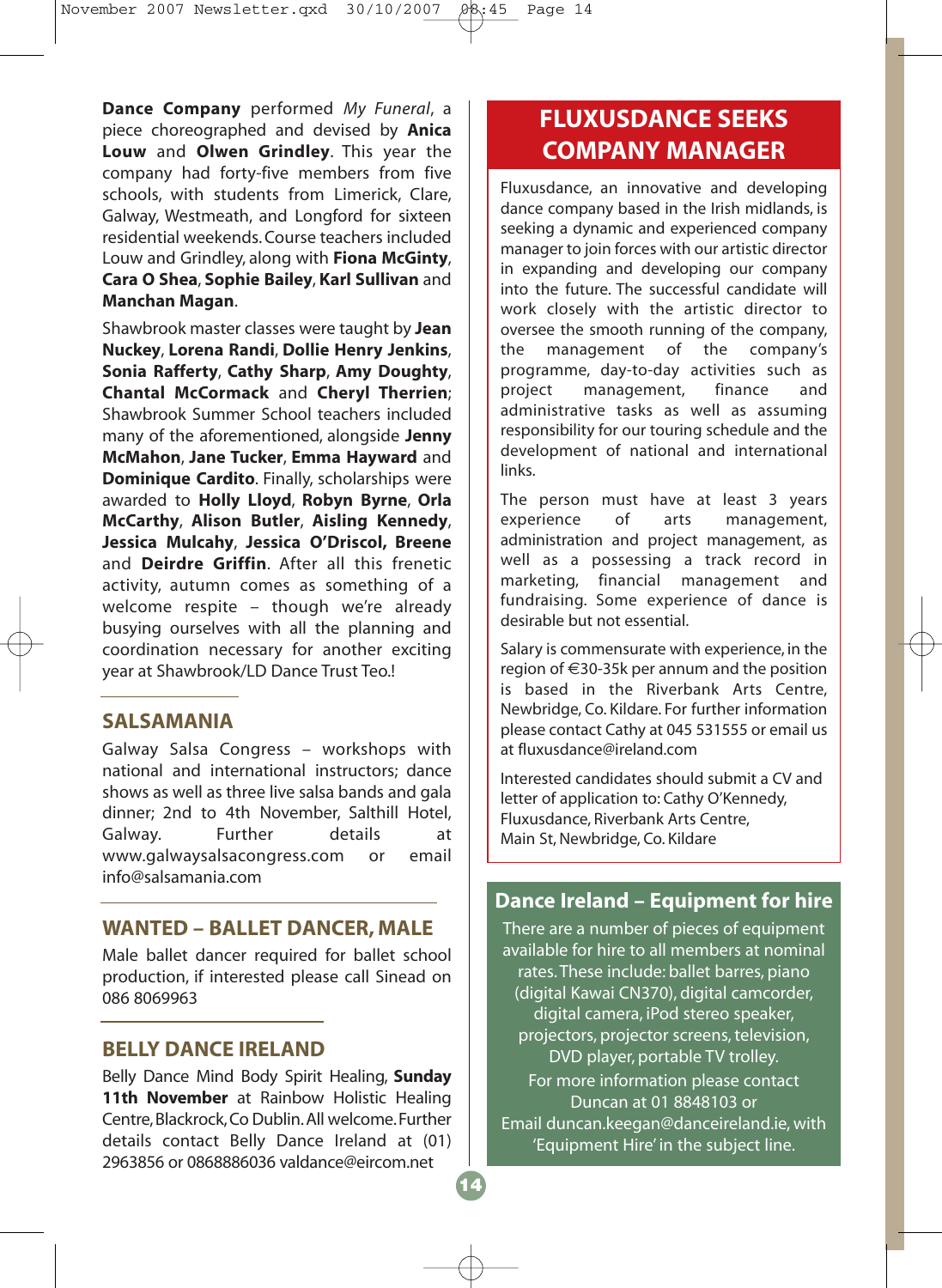**Dance Company** performed *My Funeral*, a piece choreographed and devised by **Anica Louw** and **Olwen Grindley**. This year the company had forty-five members from five schools, with students from Limerick, Clare, Galway, Westmeath, and Longford for sixteen residential weekends. Course teachers included Louw and Grindley, along with **Fiona McGinty**, **Cara O Shea**, **Sophie Bailey**, **Karl Sullivan** and **Manchan Magan**.

Shawbrook master classes were taught by **Jean Nuckey**, **Lorena Randi**, **Dollie Henry Jenkins**, **Sonia Rafferty**, **Cathy Sharp**, **Amy Doughty**, **Chantal McCormack** and **Cheryl Therrien**; Shawbrook Summer School teachers included many of the aforementioned, alongside **Jenny McMahon**, **Jane Tucker**, **Emma Hayward** and **Dominique Cardito**. Finally, scholarships were awarded to **Holly Lloyd**, **Robyn Byrne**, **Orla McCarthy**, **Alison Butler**, **Aisling Kennedy**, **Jessica Mulcahy**, **Jessica O'Driscol, Breene** and **Deirdre Griffin**. After all this frenetic activity, autumn comes as something of a welcome respite – though we're already busying ourselves with all the planning and coordination necessary for another exciting year at Shawbrook/LD Dance Trust Teo.!

## SALSAMANIA

Galway Salsa Congress – workshops with national and international instructors; dance shows as well as three live salsa bands and gala dinner; 2nd to 4th November, Salthill Hotel, Galway. Further details at www.galwaysalsacongress.com or email info@salsamania.com

## WANTED – BALLET DANCER, MALE

Male ballet dancer required for ballet school production, if interested please call Sinead on 086 8069963

## BELLY DANCE IRELAND

Belly Dance Mind Body Spirit Healing, **Sunday 11th November** at Rainbow Holistic Healing Centre, Blackrock, Co Dublin. All welcome. Further details contact Belly Dance Ireland at (01) 2963856 or 0868886036 valdance@eircom.net

## FLUXUSDANCE SEEKS COMPANY MANAGER

Fluxusdance, an innovative and developing dance company based in the Irish midlands, is seeking a dynamic and experienced company manager to join forces with our artistic director in expanding and developing our company into the future. The successful candidate will work closely with the artistic director to oversee the smooth running of the company, the management of the company's programme, day-to-day activities such as project management, finance and administrative tasks as well as assuming responsibility for our touring schedule and the development of national and international links.

The person must have at least 3 years experience of arts management, administration and project management, as well as a possessing a track record in marketing, financial management and fundraising. Some experience of dance is desirable but not essential.

Salary is commensurate with experience, in the region of €30-35k per annum and the position is based in the Riverbank Arts Centre, Newbridge, Co. Kildare. For further information please contact Cathy at 045 531555 or email us at fluxusdance@ireland.com

Interested candidates should submit a CV and letter of application to: Cathy O'Kennedy, Fluxusdance, Riverbank Arts Centre, Main St, Newbridge, Co. Kildare

## Dance Ireland – Equipment for hire

There are a number of pieces of equipment available for hire to all members at nominal rates. These include: ballet barres, piano (digital Kawai CN370), digital camcorder, digital camera, iPod stereo speaker, projectors, projector screens, television, DVD player, portable TV trolley.

For more information please contact Duncan at 01 8848103 or Email duncan.keegan@danceireland.ie, with 'Equipment Hire' in the subject line.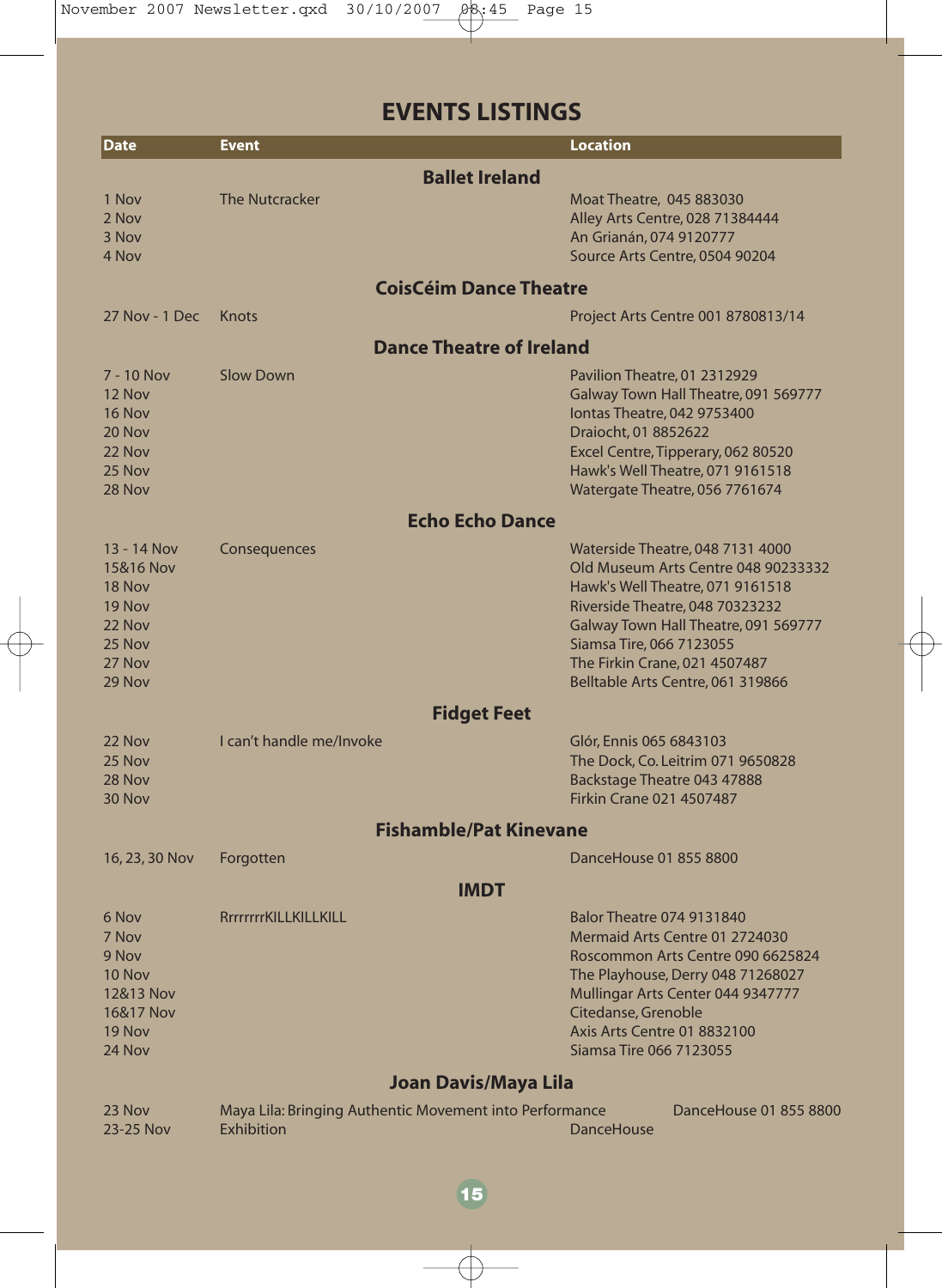# EVENTS LISTINGS

| Date | Event | Location |
|---|---|---|
| **Ballet Ireland** | | |
| 1 Nov | The Nutcracker | Moat Theatre, 045 883030 |
| 2 Nov | | Alley Arts Centre, 028 71384444 |
| 3 Nov | | An Grianán, 074 9120777 |
| 4 Nov | | Source Arts Centre, 0504 90204 |
| **CoisCéim Dance Theatre** | | |
| 27 Nov - 1 Dec | Knots | Project Arts Centre 001 8780813/14 |
| **Dance Theatre of Ireland** | | |
| 7 - 10 Nov | Slow Down | Pavilion Theatre, 01 2312929 |
| 12 Nov | | Galway Town Hall Theatre, 091 569777 |
| 16 Nov | | Iontas Theatre, 042 9753400 |
| 20 Nov | | Draiocht, 01 8852622 |
| 22 Nov | | Excel Centre, Tipperary, 062 80520 |
| 25 Nov | | Hawk's Well Theatre, 071 9161518 |
| 28 Nov | | Watergate Theatre, 056 7761674 |
| **Echo Echo Dance** | | |
| 13 - 14 Nov | Consequences | Waterside Theatre, 048 7131 4000 |
| 15&16 Nov | | Old Museum Arts Centre 048 90233332 |
| 18 Nov | | Hawk's Well Theatre, 071 9161518 |
| 19 Nov | | Riverside Theatre, 048 70323232 |
| 22 Nov | | Galway Town Hall Theatre, 091 569777 |
| 25 Nov | | Siamsa Tire, 066 7123055 |
| 27 Nov | | The Firkin Crane, 021 4507487 |
| 29 Nov | | Belltable Arts Centre, 061 319866 |
| **Fidget Feet** | | |
| 22 Nov | I can't handle me/Invoke | Glór, Ennis 065 6843103 |
| 25 Nov | | The Dock, Co. Leitrim 071 9650828 |
| 28 Nov | | Backstage Theatre 043 47888 |
| 30 Nov | | Firkin Crane 021 4507487 |
| **Fishamble/Pat Kinevane** | | |
| 16, 23, 30 Nov | Forgotten | DanceHouse 01 855 8800 |
| **IMDT** | | |
| 6 Nov | RrrrrrrKILLKILLKILL | Balor Theatre 074 9131840 |
| 7 Nov | | Mermaid Arts Centre 01 2724030 |
| 9 Nov | | Roscommon Arts Centre 090 6625824 |
| 10 Nov | | The Playhouse, Derry 048 71268027 |
| 12&13 Nov | | Mullingar Arts Center 044 9347777 |
| 16&17 Nov | | Citedanse, Grenoble |
| 19 Nov | | Axis Arts Centre 01 8832100 |
| 24 Nov | | Siamsa Tire 066 7123055 |
| **Joan Davis/Maya Lila** | | |
| 23 Nov | Maya Lila: Bringing Authentic Movement into Performance | DanceHouse 01 855 8800 |
| 23-25 Nov | Exhibition | DanceHouse |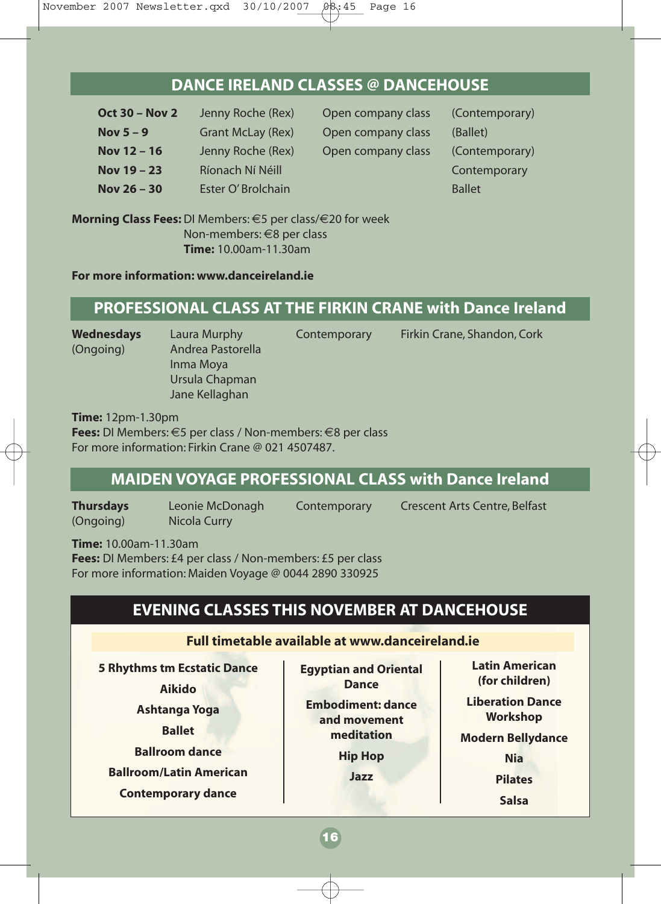## DANCE IRELAND CLASSES @ DANCEHOUSE

| | | | |
|---|---|---|---|
| **Oct 30 – Nov 2** | Jenny Roche (Rex) | Open company class | (Contemporary) |
| **Nov 5 – 9** | Grant McLay (Rex) | Open company class | (Ballet) |
| **Nov 12 – 16** | Jenny Roche (Rex) | Open company class | (Contemporary) |
| **Nov 19 – 23** | Ríonach Ní Néill | | Contemporary |
| **Nov 26 – 30** | Ester O'Brolchain | | Ballet |

**Morning Class Fees:** DI Members: €5 per class/€20 for week
Non-members: €8 per class
**Time:** 10.00am-11.30am

**For more information: www.danceireland.ie**

## PROFESSIONAL CLASS AT THE FIRKIN CRANE with Dance Ireland

| | | | |
|---|---|---|---|
| **Wednesdays** (Ongoing) | Laura Murphy<br>Andrea Pastorella<br>Inma Moya<br>Ursula Chapman<br>Jane Kellaghan | Contemporary | Firkin Crane, Shandon, Cork |

**Time:** 12pm-1.30pm
**Fees:** DI Members: €5 per class / Non-members: €8 per class
For more information: Firkin Crane @ 021 4507487.

## MAIDEN VOYAGE PROFESSIONAL CLASS with Dance Ireland

| | | | |
|---|---|---|---|
| **Thursdays** (Ongoing) | Leonie McDonagh<br>Nicola Curry | Contemporary | Crescent Arts Centre, Belfast |

**Time:** 10.00am-11.30am
**Fees:** DI Members: £4 per class / Non-members: £5 per class
For more information: Maiden Voyage @ 0044 2890 330925

## EVENING CLASSES THIS NOVEMBER AT DANCEHOUSE

**Full timetable available at www.danceireland.ie**

**5 Rhythms tm Ecstatic Dance**
**Aikido**
**Ashtanga Yoga**
**Ballet**
**Ballroom dance**
**Ballroom/Latin American**
**Contemporary dance**
**Egyptian and Oriental Dance**
**Embodiment: dance and movement meditation**
**Hip Hop**
**Jazz**
**Latin American (for children)**
**Liberation Dance Workshop**
**Modern Bellydance**
**Nia**
**Pilates**
**Salsa**